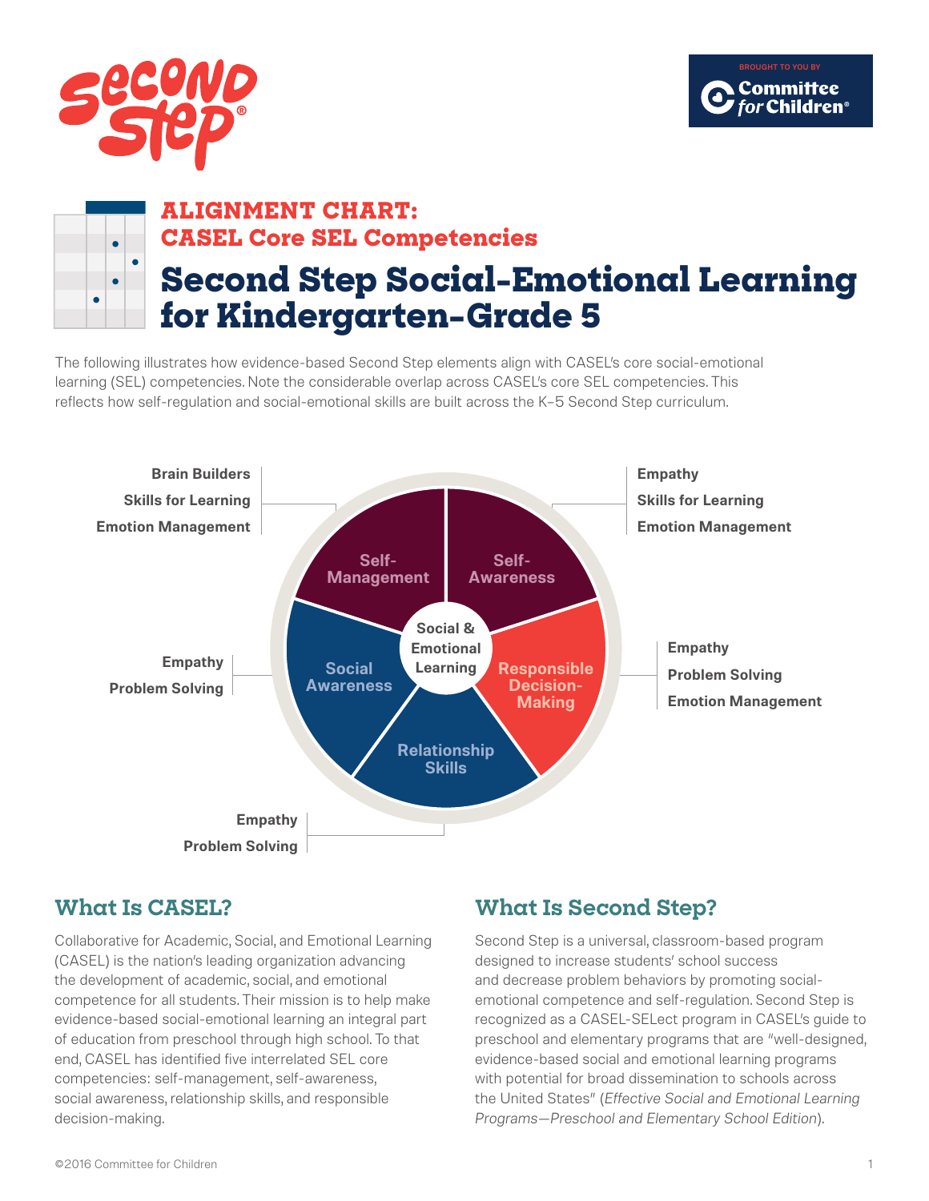Second Step®

BROUGHT TO YOU BY Committee for Children®

## ALIGNMENT CHART: CASEL Core SEL Competencies

# Second Step Social-Emotional Learning for Kindergarten–Grade 5

The following illustrates how evidence-based Second Step elements align with CASEL's core social-emotional learning (SEL) competencies. Note the considerable overlap across CASEL's core SEL competencies. This reflects how self-regulation and social-emotional skills are built across the K–5 Second Step curriculum.

**Social & Emotional Learning**

**Self-Management**
- Brain Builders
- Skills for Learning
- Emotion Management

**Self-Awareness**
- Empathy
- Skills for Learning
- Emotion Management

**Responsible Decision-Making**
- Empathy
- Problem Solving
- Emotion Management

**Relationship Skills**
- Empathy
- Problem Solving

**Social Awareness**
- Empathy
- Problem Solving

## What Is CASEL?

Collaborative for Academic, Social, and Emotional Learning (CASEL) is the nation's leading organization advancing the development of academic, social, and emotional competence for all students. Their mission is to help make evidence-based social-emotional learning an integral part of education from preschool through high school. To that end, CASEL has identified five interrelated SEL core competencies: self-management, self-awareness, social awareness, relationship skills, and responsible decision-making.

## What Is Second Step?

Second Step is a universal, classroom-based program designed to increase students' school success and decrease problem behaviors by promoting social-emotional competence and self-regulation. Second Step is recognized as a CASEL-SELect program in CASEL's guide to preschool and elementary programs that are "well-designed, evidence-based social and emotional learning programs with potential for broad dissemination to schools across the United States" (*Effective Social and Emotional Learning Programs—Preschool and Elementary School Edition*).

©2016 Committee for Children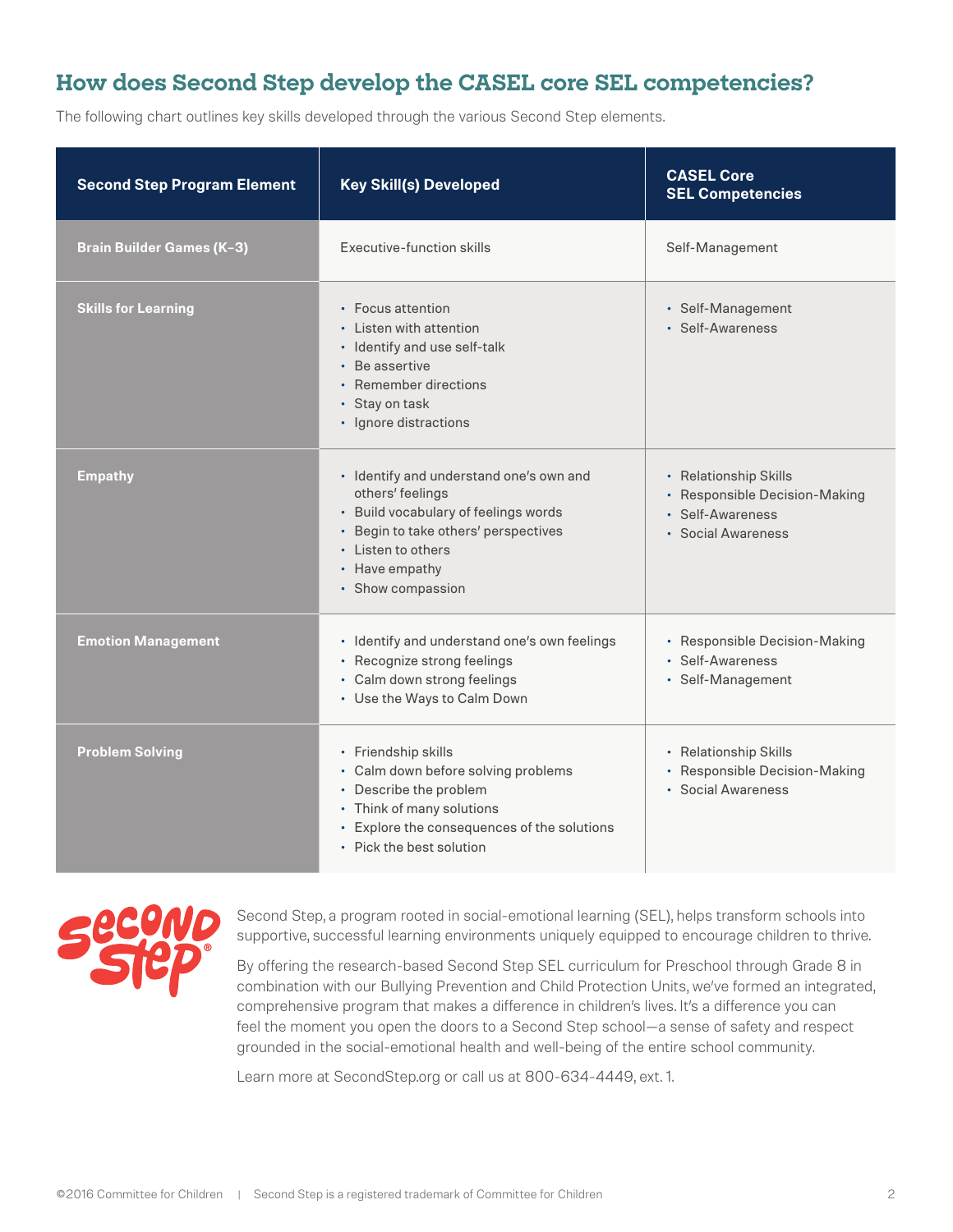## How does Second Step develop the CASEL core SEL competencies?

The following chart outlines key skills developed through the various Second Step elements.

| Second Step Program Element | Key Skill(s) Developed | CASEL Core SEL Competencies |
| --- | --- | --- |
| **Brain Builder Games (K–3)** | Executive-function skills | Self-Management |
| **Skills for Learning** | • Focus attention<br>• Listen with attention<br>• Identify and use self-talk<br>• Be assertive<br>• Remember directions<br>• Stay on task<br>• Ignore distractions | • Self-Management<br>• Self-Awareness |
| **Empathy** | • Identify and understand one's own and others' feelings<br>• Build vocabulary of feelings words<br>• Begin to take others' perspectives<br>• Listen to others<br>• Have empathy<br>• Show compassion | • Relationship Skills<br>• Responsible Decision-Making<br>• Self-Awareness<br>• Social Awareness |
| **Emotion Management** | • Identify and understand one's own feelings<br>• Recognize strong feelings<br>• Calm down strong feelings<br>• Use the Ways to Calm Down | • Responsible Decision-Making<br>• Self-Awareness<br>• Self-Management |
| **Problem Solving** | • Friendship skills<br>• Calm down before solving problems<br>• Describe the problem<br>• Think of many solutions<br>• Explore the consequences of the solutions<br>• Pick the best solution | • Relationship Skills<br>• Responsible Decision-Making<br>• Social Awareness |

Second Step®

Second Step, a program rooted in social-emotional learning (SEL), helps transform schools into supportive, successful learning environments uniquely equipped to encourage children to thrive.

By offering the research-based Second Step SEL curriculum for Preschool through Grade 8 in combination with our Bullying Prevention and Child Protection Units, we've formed an integrated, comprehensive program that makes a difference in children's lives. It's a difference you can feel the moment you open the doors to a Second Step school—a sense of safety and respect grounded in the social-emotional health and well-being of the entire school community.

Learn more at SecondStep.org or call us at 800-634-4449, ext. 1.

©2016 Committee for Children | Second Step is a registered trademark of Committee for Children